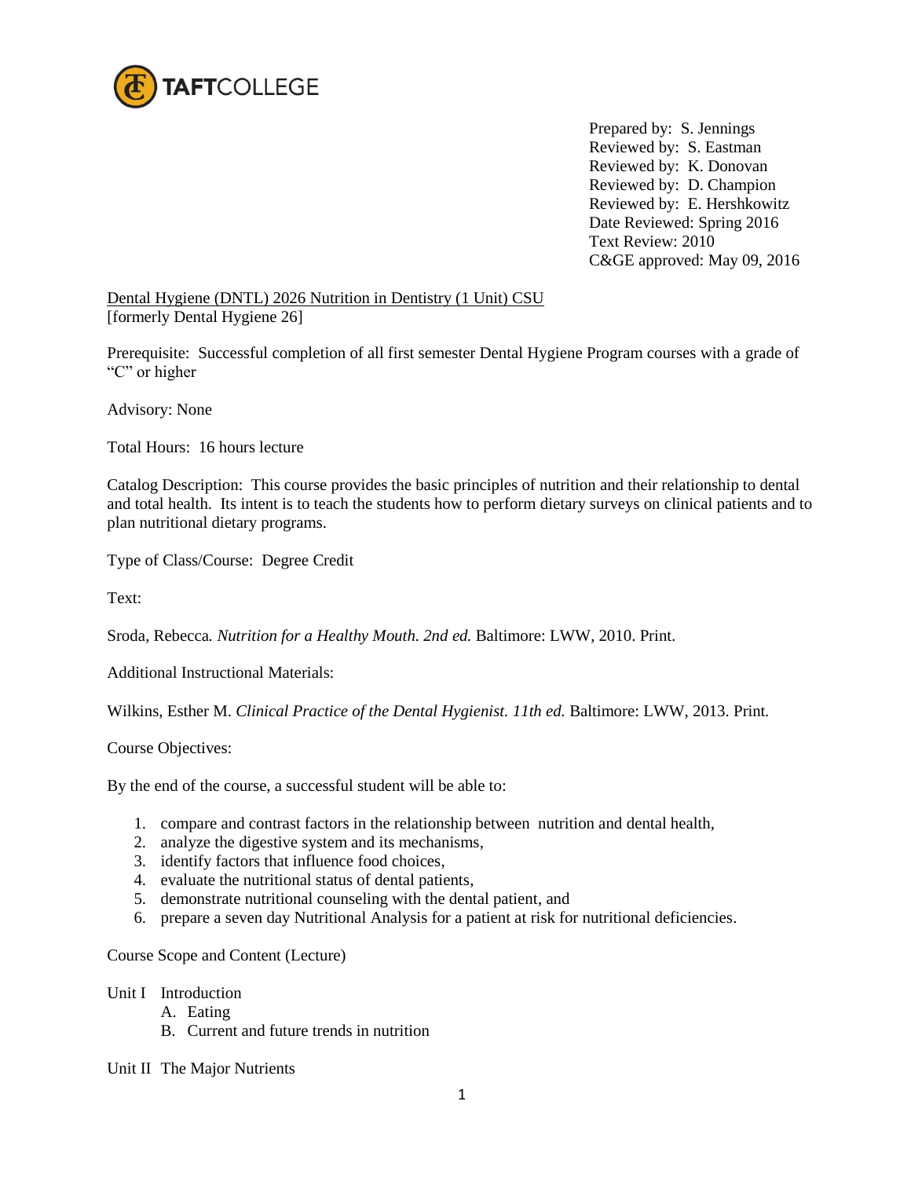TAFTCOLLEGE

Prepared by: S. Jennings
Reviewed by: S. Eastman
Reviewed by: K. Donovan
Reviewed by: D. Champion
Reviewed by: E. Hershkowitz
Date Reviewed: Spring 2016
Text Review: 2010
C&GE approved: May 09, 2016

Dental Hygiene (DNTL) 2026 Nutrition in Dentistry (1 Unit) CSU
[formerly Dental Hygiene 26]

Prerequisite: Successful completion of all first semester Dental Hygiene Program courses with a grade of "C" or higher

Advisory: None

Total Hours: 16 hours lecture

Catalog Description: This course provides the basic principles of nutrition and their relationship to dental and total health. Its intent is to teach the students how to perform dietary surveys on clinical patients and to plan nutritional dietary programs.

Type of Class/Course: Degree Credit

Text:

Sroda, Rebecca. *Nutrition for a Healthy Mouth. 2nd ed.* Baltimore: LWW, 2010. Print.

Additional Instructional Materials:

Wilkins, Esther M. *Clinical Practice of the Dental Hygienist. 11th ed.* Baltimore: LWW, 2013. Print.

Course Objectives:

By the end of the course, a successful student will be able to:

1. compare and contrast factors in the relationship between nutrition and dental health,
2. analyze the digestive system and its mechanisms,
3. identify factors that influence food choices,
4. evaluate the nutritional status of dental patients,
5. demonstrate nutritional counseling with the dental patient, and
6. prepare a seven day Nutritional Analysis for a patient at risk for nutritional deficiencies.

Course Scope and Content (Lecture)

Unit I Introduction
- A. Eating
- B. Current and future trends in nutrition

Unit II The Major Nutrients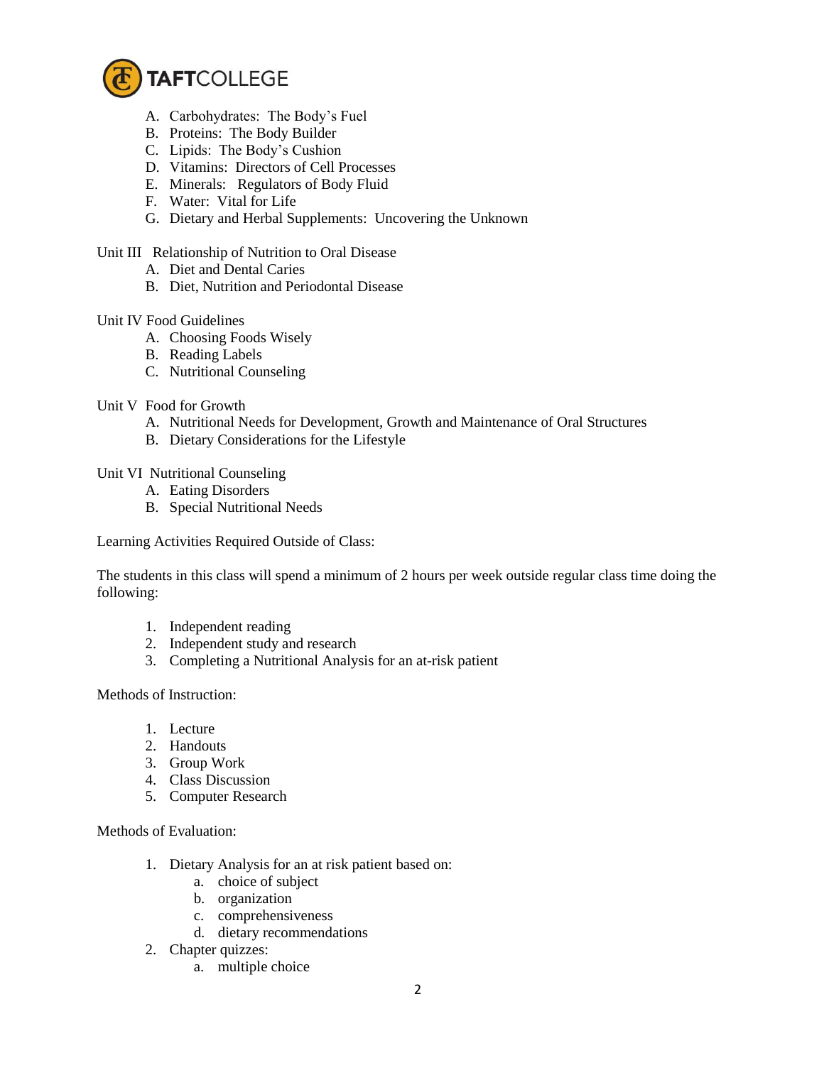A. Carbohydrates: The Body's Fuel
B. Proteins: The Body Builder
C. Lipids: The Body's Cushion
D. Vitamins: Directors of Cell Processes
E. Minerals: Regulators of Body Fluid
F. Water: Vital for Life
G. Dietary and Herbal Supplements: Uncovering the Unknown

Unit III Relationship of Nutrition to Oral Disease

A. Diet and Dental Caries
B. Diet, Nutrition and Periodontal Disease

Unit IV Food Guidelines

A. Choosing Foods Wisely
B. Reading Labels
C. Nutritional Counseling

Unit V Food for Growth

A. Nutritional Needs for Development, Growth and Maintenance of Oral Structures
B. Dietary Considerations for the Lifestyle

Unit VI Nutritional Counseling

A. Eating Disorders
B. Special Nutritional Needs

Learning Activities Required Outside of Class:

The students in this class will spend a minimum of 2 hours per week outside regular class time doing the following:

1. Independent reading
2. Independent study and research
3. Completing a Nutritional Analysis for an at-risk patient

Methods of Instruction:

1. Lecture
2. Handouts
3. Group Work
4. Class Discussion
5. Computer Research

Methods of Evaluation:

1. Dietary Analysis for an at risk patient based on:
   a. choice of subject
   b. organization
   c. comprehensiveness
   d. dietary recommendations
2. Chapter quizzes:
   a. multiple choice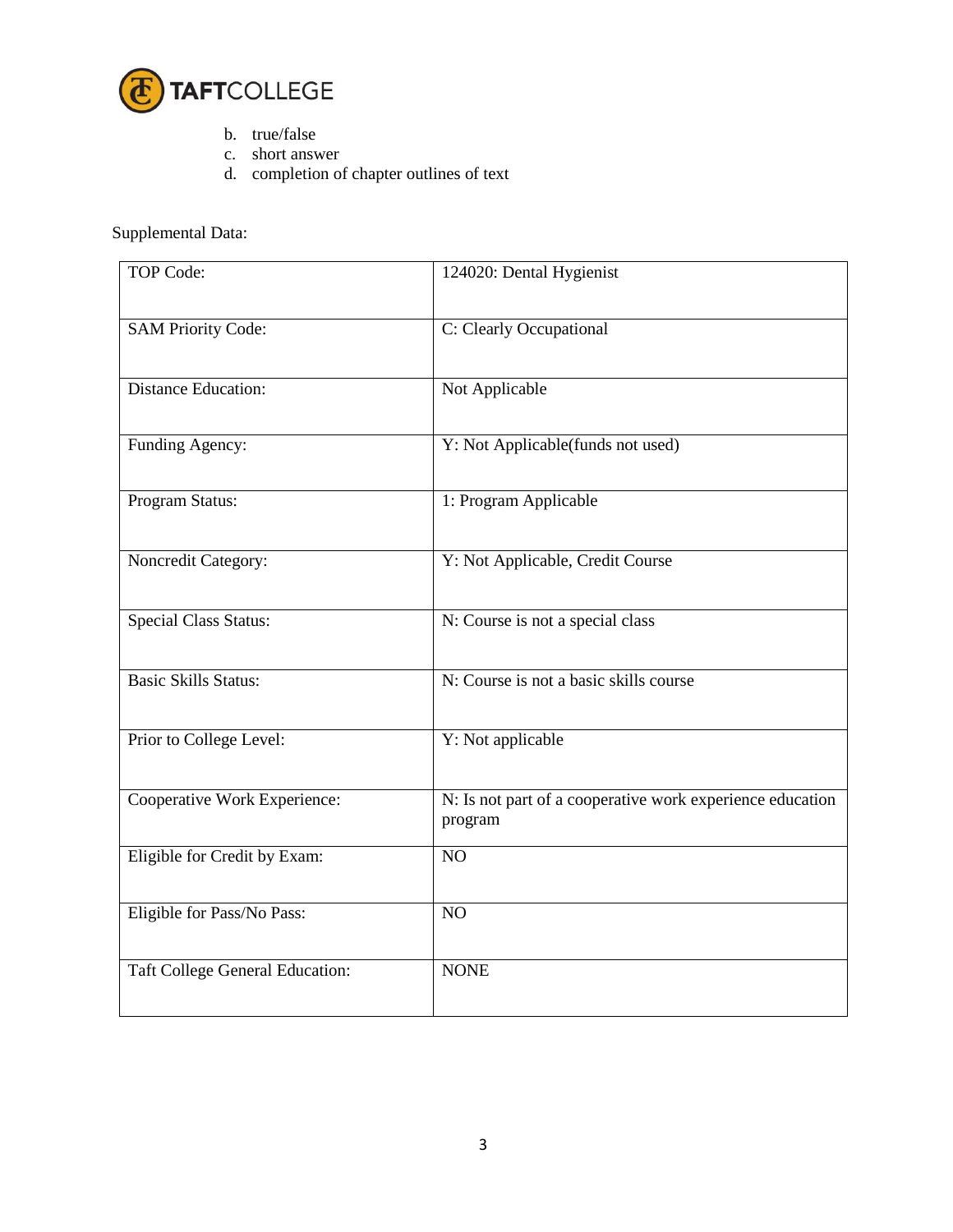b. true/false
c. short answer
d. completion of chapter outlines of text

Supplemental Data:

| | |
|---|---|
| TOP Code: | 124020: Dental Hygienist |
| SAM Priority Code: | C: Clearly Occupational |
| Distance Education: | Not Applicable |
| Funding Agency: | Y: Not Applicable(funds not used) |
| Program Status: | 1: Program Applicable |
| Noncredit Category: | Y: Not Applicable, Credit Course |
| Special Class Status: | N: Course is not a special class |
| Basic Skills Status: | N: Course is not a basic skills course |
| Prior to College Level: | Y: Not applicable |
| Cooperative Work Experience: | N: Is not part of a cooperative work experience education program |
| Eligible for Credit by Exam: | NO |
| Eligible for Pass/No Pass: | NO |
| Taft College General Education: | NONE |